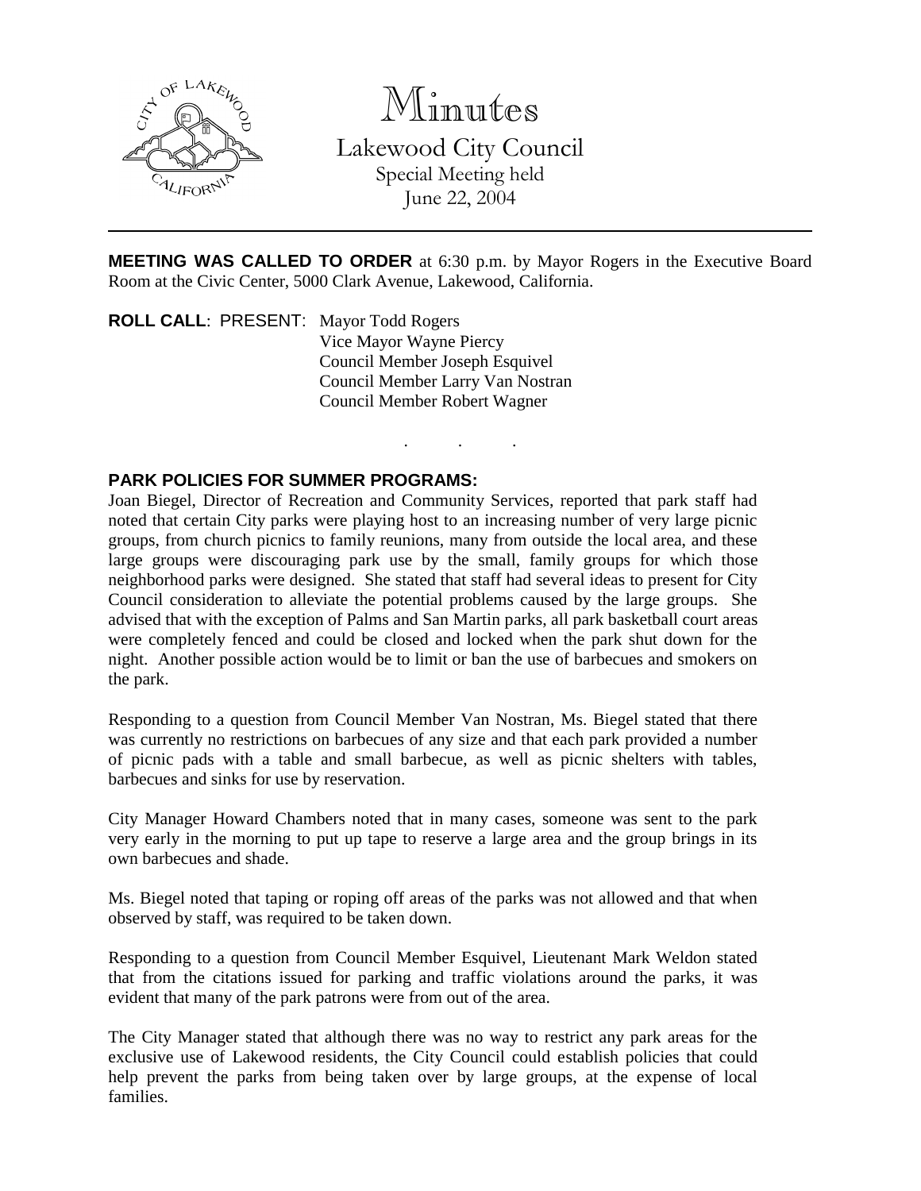# Minutes

## Lakewood City Council

Special Meeting held
June 22, 2004

---

**MEETING WAS CALLED TO ORDER** at 6:30 p.m. by Mayor Rogers in the Executive Board Room at the Civic Center, 5000 Clark Avenue, Lakewood, California.

**ROLL CALL**: PRESENT: Mayor Todd Rogers
Vice Mayor Wayne Piercy
Council Member Joseph Esquivel
Council Member Larry Van Nostran
Council Member Robert Wagner

. . .

**PARK POLICIES FOR SUMMER PROGRAMS:**

Joan Biegel, Director of Recreation and Community Services, reported that park staff had noted that certain City parks were playing host to an increasing number of very large picnic groups, from church picnics to family reunions, many from outside the local area, and these large groups were discouraging park use by the small, family groups for which those neighborhood parks were designed. She stated that staff had several ideas to present for City Council consideration to alleviate the potential problems caused by the large groups. She advised that with the exception of Palms and San Martin parks, all park basketball court areas were completely fenced and could be closed and locked when the park shut down for the night. Another possible action would be to limit or ban the use of barbecues and smokers on the park.

Responding to a question from Council Member Van Nostran, Ms. Biegel stated that there was currently no restrictions on barbecues of any size and that each park provided a number of picnic pads with a table and small barbecue, as well as picnic shelters with tables, barbecues and sinks for use by reservation.

City Manager Howard Chambers noted that in many cases, someone was sent to the park very early in the morning to put up tape to reserve a large area and the group brings in its own barbecues and shade.

Ms. Biegel noted that taping or roping off areas of the parks was not allowed and that when observed by staff, was required to be taken down.

Responding to a question from Council Member Esquivel, Lieutenant Mark Weldon stated that from the citations issued for parking and traffic violations around the parks, it was evident that many of the park patrons were from out of the area.

The City Manager stated that although there was no way to restrict any park areas for the exclusive use of Lakewood residents, the City Council could establish policies that could help prevent the parks from being taken over by large groups, at the expense of local families.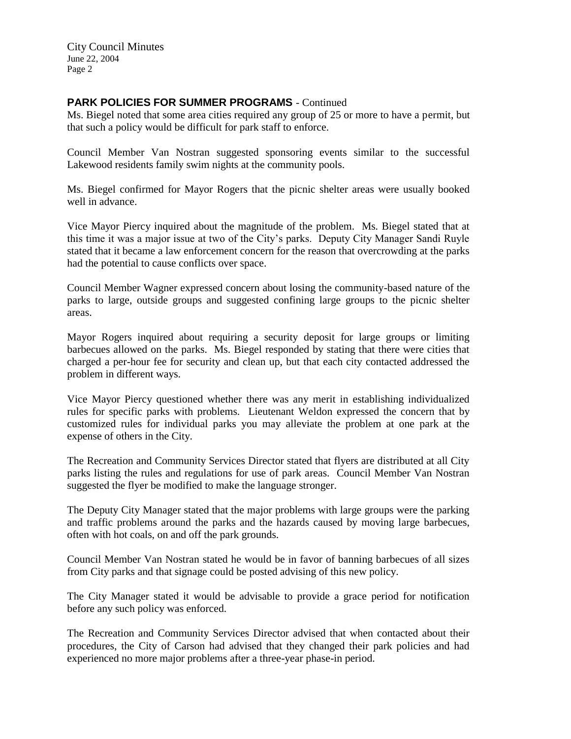**PARK POLICIES FOR SUMMER PROGRAMS** - Continued

Ms. Biegel noted that some area cities required any group of 25 or more to have a permit, but that such a policy would be difficult for park staff to enforce.

Council Member Van Nostran suggested sponsoring events similar to the successful Lakewood residents family swim nights at the community pools.

Ms. Biegel confirmed for Mayor Rogers that the picnic shelter areas were usually booked well in advance.

Vice Mayor Piercy inquired about the magnitude of the problem. Ms. Biegel stated that at this time it was a major issue at two of the City's parks. Deputy City Manager Sandi Ruyle stated that it became a law enforcement concern for the reason that overcrowding at the parks had the potential to cause conflicts over space.

Council Member Wagner expressed concern about losing the community-based nature of the parks to large, outside groups and suggested confining large groups to the picnic shelter areas.

Mayor Rogers inquired about requiring a security deposit for large groups or limiting barbecues allowed on the parks. Ms. Biegel responded by stating that there were cities that charged a per-hour fee for security and clean up, but that each city contacted addressed the problem in different ways.

Vice Mayor Piercy questioned whether there was any merit in establishing individualized rules for specific parks with problems. Lieutenant Weldon expressed the concern that by customized rules for individual parks you may alleviate the problem at one park at the expense of others in the City.

The Recreation and Community Services Director stated that flyers are distributed at all City parks listing the rules and regulations for use of park areas. Council Member Van Nostran suggested the flyer be modified to make the language stronger.

The Deputy City Manager stated that the major problems with large groups were the parking and traffic problems around the parks and the hazards caused by moving large barbecues, often with hot coals, on and off the park grounds.

Council Member Van Nostran stated he would be in favor of banning barbecues of all sizes from City parks and that signage could be posted advising of this new policy.

The City Manager stated it would be advisable to provide a grace period for notification before any such policy was enforced.

The Recreation and Community Services Director advised that when contacted about their procedures, the City of Carson had advised that they changed their park policies and had experienced no more major problems after a three-year phase-in period.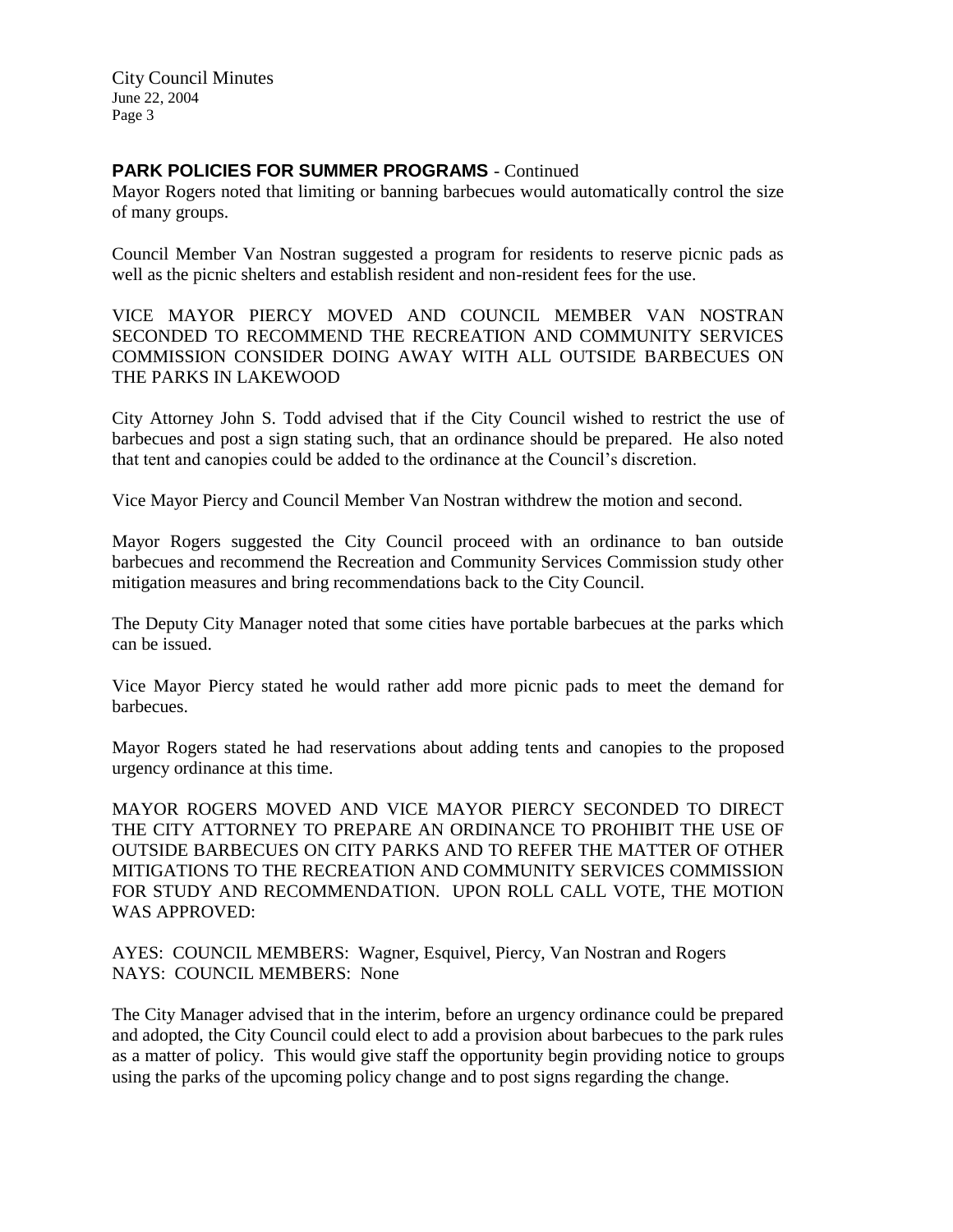**PARK POLICIES FOR SUMMER PROGRAMS** - Continued

Mayor Rogers noted that limiting or banning barbecues would automatically control the size of many groups.

Council Member Van Nostran suggested a program for residents to reserve picnic pads as well as the picnic shelters and establish resident and non-resident fees for the use.

VICE MAYOR PIERCY MOVED AND COUNCIL MEMBER VAN NOSTRAN SECONDED TO RECOMMEND THE RECREATION AND COMMUNITY SERVICES COMMISSION CONSIDER DOING AWAY WITH ALL OUTSIDE BARBECUES ON THE PARKS IN LAKEWOOD

City Attorney John S. Todd advised that if the City Council wished to restrict the use of barbecues and post a sign stating such, that an ordinance should be prepared. He also noted that tent and canopies could be added to the ordinance at the Council's discretion.

Vice Mayor Piercy and Council Member Van Nostran withdrew the motion and second.

Mayor Rogers suggested the City Council proceed with an ordinance to ban outside barbecues and recommend the Recreation and Community Services Commission study other mitigation measures and bring recommendations back to the City Council.

The Deputy City Manager noted that some cities have portable barbecues at the parks which can be issued.

Vice Mayor Piercy stated he would rather add more picnic pads to meet the demand for barbecues.

Mayor Rogers stated he had reservations about adding tents and canopies to the proposed urgency ordinance at this time.

MAYOR ROGERS MOVED AND VICE MAYOR PIERCY SECONDED TO DIRECT THE CITY ATTORNEY TO PREPARE AN ORDINANCE TO PROHIBIT THE USE OF OUTSIDE BARBECUES ON CITY PARKS AND TO REFER THE MATTER OF OTHER MITIGATIONS TO THE RECREATION AND COMMUNITY SERVICES COMMISSION FOR STUDY AND RECOMMENDATION. UPON ROLL CALL VOTE, THE MOTION WAS APPROVED:

AYES: COUNCIL MEMBERS: Wagner, Esquivel, Piercy, Van Nostran and Rogers
NAYS: COUNCIL MEMBERS: None

The City Manager advised that in the interim, before an urgency ordinance could be prepared and adopted, the City Council could elect to add a provision about barbecues to the park rules as a matter of policy. This would give staff the opportunity begin providing notice to groups using the parks of the upcoming policy change and to post signs regarding the change.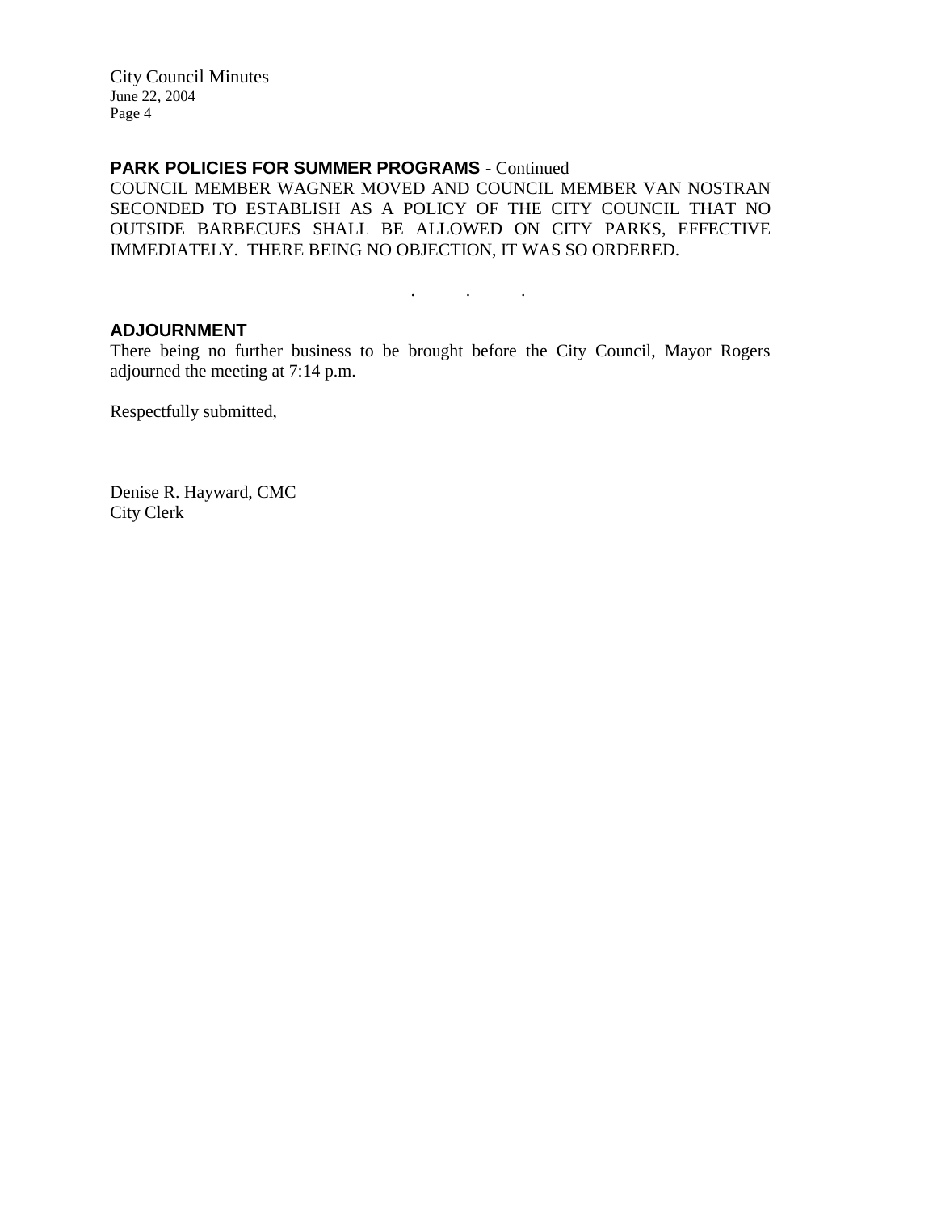**PARK POLICIES FOR SUMMER PROGRAMS** - Continued

COUNCIL MEMBER WAGNER MOVED AND COUNCIL MEMBER VAN NOSTRAN SECONDED TO ESTABLISH AS A POLICY OF THE CITY COUNCIL THAT NO OUTSIDE BARBECUES SHALL BE ALLOWED ON CITY PARKS, EFFECTIVE IMMEDIATELY. THERE BEING NO OBJECTION, IT WAS SO ORDERED.

. . .

## ADJOURNMENT

There being no further business to be brought before the City Council, Mayor Rogers adjourned the meeting at 7:14 p.m.

Respectfully submitted,

Denise R. Hayward, CMC
City Clerk